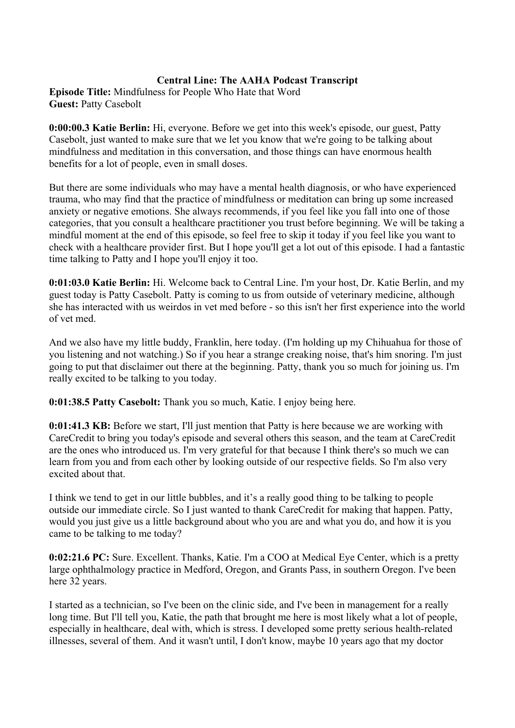**Central Line: The AAHA Podcast Transcript**

**Episode Title:** Mindfulness for People Who Hate that Word

**Guest:** Patty Casebolt

**0:00:00.3 Katie Berlin:** Hi, everyone. Before we get into this week's episode, our guest, Patty Casebolt, just wanted to make sure that we let you know that we're going to be talking about mindfulness and meditation in this conversation, and those things can have enormous health benefits for a lot of people, even in small doses.

But there are some individuals who may have a mental health diagnosis, or who have experienced trauma, who may find that the practice of mindfulness or meditation can bring up some increased anxiety or negative emotions. She always recommends, if you feel like you fall into one of those categories, that you consult a healthcare practitioner you trust before beginning. We will be taking a mindful moment at the end of this episode, so feel free to skip it today if you feel like you want to check with a healthcare provider first. But I hope you'll get a lot out of this episode. I had a fantastic time talking to Patty and I hope you'll enjoy it too.

**0:01:03.0 Katie Berlin:** Hi. Welcome back to Central Line. I'm your host, Dr. Katie Berlin, and my guest today is Patty Casebolt. Patty is coming to us from outside of veterinary medicine, although she has interacted with us weirdos in vet med before - so this isn't her first experience into the world of vet med.

And we also have my little buddy, Franklin, here today. (I'm holding up my Chihuahua for those of you listening and not watching.) So if you hear a strange creaking noise, that's him snoring. I'm just going to put that disclaimer out there at the beginning. Patty, thank you so much for joining us. I'm really excited to be talking to you today.

**0:01:38.5 Patty Casebolt:** Thank you so much, Katie. I enjoy being here.

**0:01:41.3 KB:** Before we start, I'll just mention that Patty is here because we are working with CareCredit to bring you today's episode and several others this season, and the team at CareCredit are the ones who introduced us. I'm very grateful for that because I think there's so much we can learn from you and from each other by looking outside of our respective fields. So I'm also very excited about that.

I think we tend to get in our little bubbles, and it's a really good thing to be talking to people outside our immediate circle. So I just wanted to thank CareCredit for making that happen. Patty, would you just give us a little background about who you are and what you do, and how it is you came to be talking to me today?

**0:02:21.6 PC:** Sure. Excellent. Thanks, Katie. I'm a COO at Medical Eye Center, which is a pretty large ophthalmology practice in Medford, Oregon, and Grants Pass, in southern Oregon. I've been here 32 years.

I started as a technician, so I've been on the clinic side, and I've been in management for a really long time. But I'll tell you, Katie, the path that brought me here is most likely what a lot of people, especially in healthcare, deal with, which is stress. I developed some pretty serious health-related illnesses, several of them. And it wasn't until, I don't know, maybe 10 years ago that my doctor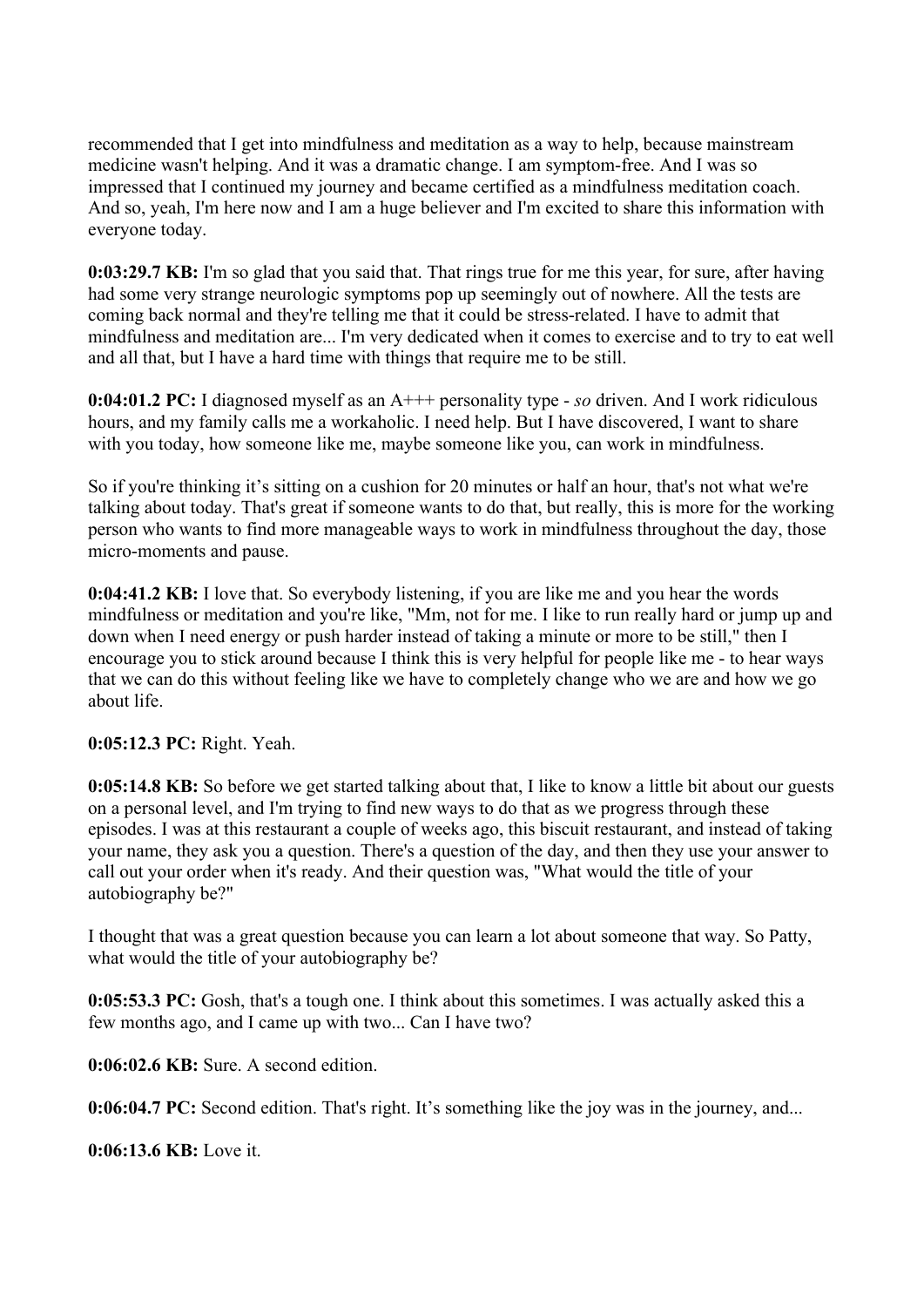recommended that I get into mindfulness and meditation as a way to help, because mainstream medicine wasn't helping. And it was a dramatic change. I am symptom-free. And I was so impressed that I continued my journey and became certified as a mindfulness meditation coach. And so, yeah, I'm here now and I am a huge believer and I'm excited to share this information with everyone today.

**0:03:29.7 KB:** I'm so glad that you said that. That rings true for me this year, for sure, after having had some very strange neurologic symptoms pop up seemingly out of nowhere. All the tests are coming back normal and they're telling me that it could be stress-related. I have to admit that mindfulness and meditation are... I'm very dedicated when it comes to exercise and to try to eat well and all that, but I have a hard time with things that require me to be still.

**0:04:01.2 PC:** I diagnosed myself as an A+++ personality type - *so* driven. And I work ridiculous hours, and my family calls me a workaholic. I need help. But I have discovered, I want to share with you today, how someone like me, maybe someone like you, can work in mindfulness.

So if you're thinking it's sitting on a cushion for 20 minutes or half an hour, that's not what we're talking about today. That's great if someone wants to do that, but really, this is more for the working person who wants to find more manageable ways to work in mindfulness throughout the day, those micro-moments and pause.

**0:04:41.2 KB:** I love that. So everybody listening, if you are like me and you hear the words mindfulness or meditation and you're like, "Mm, not for me. I like to run really hard or jump up and down when I need energy or push harder instead of taking a minute or more to be still," then I encourage you to stick around because I think this is very helpful for people like me - to hear ways that we can do this without feeling like we have to completely change who we are and how we go about life.

**0:05:12.3 PC:** Right. Yeah.

**0:05:14.8 KB:** So before we get started talking about that, I like to know a little bit about our guests on a personal level, and I'm trying to find new ways to do that as we progress through these episodes. I was at this restaurant a couple of weeks ago, this biscuit restaurant, and instead of taking your name, they ask you a question. There's a question of the day, and then they use your answer to call out your order when it's ready. And their question was, "What would the title of your autobiography be?"

I thought that was a great question because you can learn a lot about someone that way. So Patty, what would the title of your autobiography be?

**0:05:53.3 PC:** Gosh, that's a tough one. I think about this sometimes. I was actually asked this a few months ago, and I came up with two... Can I have two?

**0:06:02.6 KB:** Sure. A second edition.

**0:06:04.7 PC:** Second edition. That's right. It's something like the joy was in the journey, and...

**0:06:13.6 KB:** Love it.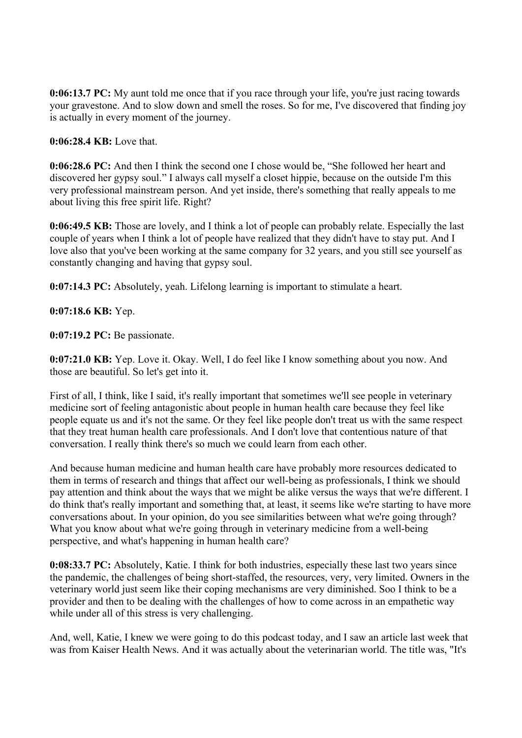**0:06:13.7 PC:** My aunt told me once that if you race through your life, you're just racing towards your gravestone. And to slow down and smell the roses. So for me, I've discovered that finding joy is actually in every moment of the journey.

**0:06:28.4 KB:** Love that.

**0:06:28.6 PC:** And then I think the second one I chose would be, "She followed her heart and discovered her gypsy soul." I always call myself a closet hippie, because on the outside I'm this very professional mainstream person. And yet inside, there's something that really appeals to me about living this free spirit life. Right?

**0:06:49.5 KB:** Those are lovely, and I think a lot of people can probably relate. Especially the last couple of years when I think a lot of people have realized that they didn't have to stay put. And I love also that you've been working at the same company for 32 years, and you still see yourself as constantly changing and having that gypsy soul.

**0:07:14.3 PC:** Absolutely, yeah. Lifelong learning is important to stimulate a heart.

**0:07:18.6 KB:** Yep.

**0:07:19.2 PC:** Be passionate.

**0:07:21.0 KB:** Yep. Love it. Okay. Well, I do feel like I know something about you now. And those are beautiful. So let's get into it.

First of all, I think, like I said, it's really important that sometimes we'll see people in veterinary medicine sort of feeling antagonistic about people in human health care because they feel like people equate us and it's not the same. Or they feel like people don't treat us with the same respect that they treat human health care professionals. And I don't love that contentious nature of that conversation. I really think there's so much we could learn from each other.

And because human medicine and human health care have probably more resources dedicated to them in terms of research and things that affect our well-being as professionals, I think we should pay attention and think about the ways that we might be alike versus the ways that we're different. I do think that's really important and something that, at least, it seems like we're starting to have more conversations about. In your opinion, do you see similarities between what we're going through? What you know about what we're going through in veterinary medicine from a well-being perspective, and what's happening in human health care?

**0:08:33.7 PC:** Absolutely, Katie. I think for both industries, especially these last two years since the pandemic, the challenges of being short-staffed, the resources, very, very limited. Owners in the veterinary world just seem like their coping mechanisms are very diminished. Soo I think to be a provider and then to be dealing with the challenges of how to come across in an empathetic way while under all of this stress is very challenging.

And, well, Katie, I knew we were going to do this podcast today, and I saw an article last week that was from Kaiser Health News. And it was actually about the veterinarian world. The title was, "It's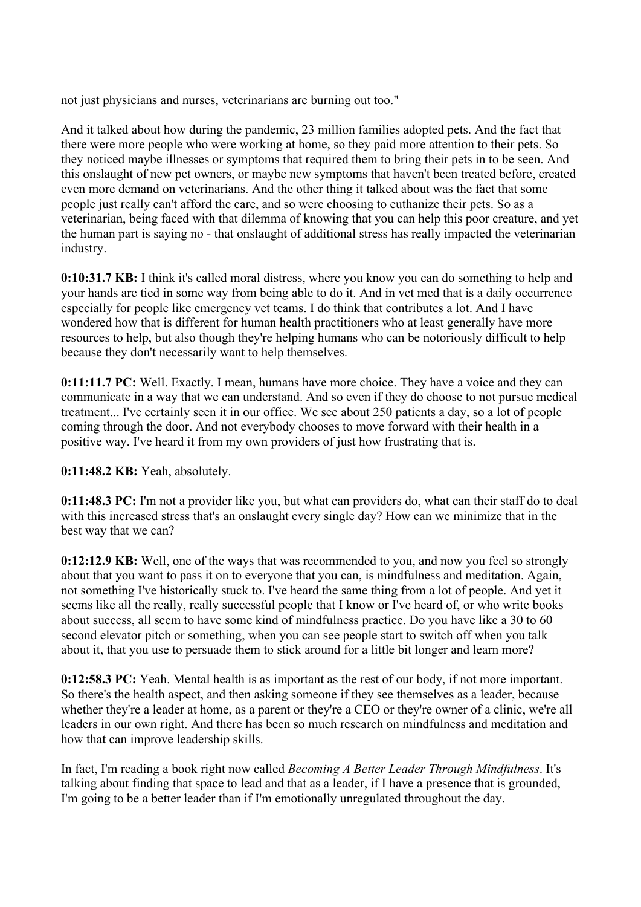not just physicians and nurses, veterinarians are burning out too."

And it talked about how during the pandemic, 23 million families adopted pets. And the fact that there were more people who were working at home, so they paid more attention to their pets. So they noticed maybe illnesses or symptoms that required them to bring their pets in to be seen. And this onslaught of new pet owners, or maybe new symptoms that haven't been treated before, created even more demand on veterinarians. And the other thing it talked about was the fact that some people just really can't afford the care, and so were choosing to euthanize their pets. So as a veterinarian, being faced with that dilemma of knowing that you can help this poor creature, and yet the human part is saying no - that onslaught of additional stress has really impacted the veterinarian industry.

**0:10:31.7 KB:** I think it's called moral distress, where you know you can do something to help and your hands are tied in some way from being able to do it. And in vet med that is a daily occurrence especially for people like emergency vet teams. I do think that contributes a lot. And I have wondered how that is different for human health practitioners who at least generally have more resources to help, but also though they're helping humans who can be notoriously difficult to help because they don't necessarily want to help themselves.

**0:11:11.7 PC:** Well. Exactly. I mean, humans have more choice. They have a voice and they can communicate in a way that we can understand. And so even if they do choose to not pursue medical treatment... I've certainly seen it in our office. We see about 250 patients a day, so a lot of people coming through the door. And not everybody chooses to move forward with their health in a positive way. I've heard it from my own providers of just how frustrating that is.

**0:11:48.2 KB:** Yeah, absolutely.

**0:11:48.3 PC:** I'm not a provider like you, but what can providers do, what can their staff do to deal with this increased stress that's an onslaught every single day? How can we minimize that in the best way that we can?

**0:12:12.9 KB:** Well, one of the ways that was recommended to you, and now you feel so strongly about that you want to pass it on to everyone that you can, is mindfulness and meditation. Again, not something I've historically stuck to. I've heard the same thing from a lot of people. And yet it seems like all the really, really successful people that I know or I've heard of, or who write books about success, all seem to have some kind of mindfulness practice. Do you have like a 30 to 60 second elevator pitch or something, when you can see people start to switch off when you talk about it, that you use to persuade them to stick around for a little bit longer and learn more?

**0:12:58.3 PC:** Yeah. Mental health is as important as the rest of our body, if not more important. So there's the health aspect, and then asking someone if they see themselves as a leader, because whether they're a leader at home, as a parent or they're a CEO or they're owner of a clinic, we're all leaders in our own right. And there has been so much research on mindfulness and meditation and how that can improve leadership skills.

In fact, I'm reading a book right now called *Becoming A Better Leader Through Mindfulness*. It's talking about finding that space to lead and that as a leader, if I have a presence that is grounded, I'm going to be a better leader than if I'm emotionally unregulated throughout the day.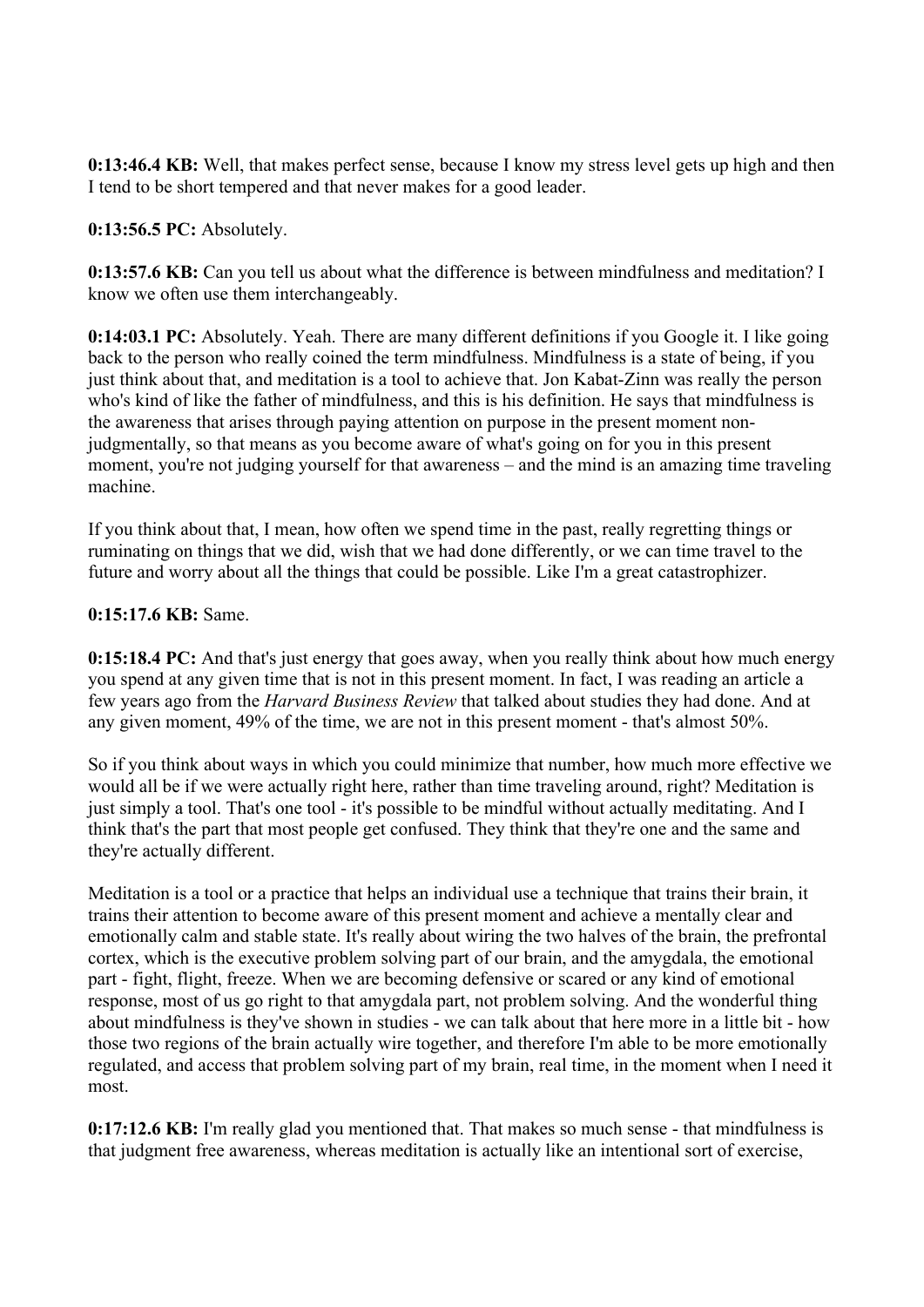**0:13:46.4 KB:** Well, that makes perfect sense, because I know my stress level gets up high and then I tend to be short tempered and that never makes for a good leader.

**0:13:56.5 PC:** Absolutely.

**0:13:57.6 KB:** Can you tell us about what the difference is between mindfulness and meditation? I know we often use them interchangeably.

**0:14:03.1 PC:** Absolutely. Yeah. There are many different definitions if you Google it. I like going back to the person who really coined the term mindfulness. Mindfulness is a state of being, if you just think about that, and meditation is a tool to achieve that. Jon Kabat-Zinn was really the person who's kind of like the father of mindfulness, and this is his definition. He says that mindfulness is the awareness that arises through paying attention on purpose in the present moment non-judgmentally, so that means as you become aware of what's going on for you in this present moment, you're not judging yourself for that awareness – and the mind is an amazing time traveling machine.

If you think about that, I mean, how often we spend time in the past, really regretting things or ruminating on things that we did, wish that we had done differently, or we can time travel to the future and worry about all the things that could be possible. Like I'm a great catastrophizer.

**0:15:17.6 KB:** Same.

**0:15:18.4 PC:** And that's just energy that goes away, when you really think about how much energy you spend at any given time that is not in this present moment. In fact, I was reading an article a few years ago from the *Harvard Business Review* that talked about studies they had done. And at any given moment, 49% of the time, we are not in this present moment - that's almost 50%.

So if you think about ways in which you could minimize that number, how much more effective we would all be if we were actually right here, rather than time traveling around, right? Meditation is just simply a tool. That's one tool - it's possible to be mindful without actually meditating. And I think that's the part that most people get confused. They think that they're one and the same and they're actually different.

Meditation is a tool or a practice that helps an individual use a technique that trains their brain, it trains their attention to become aware of this present moment and achieve a mentally clear and emotionally calm and stable state. It's really about wiring the two halves of the brain, the prefrontal cortex, which is the executive problem solving part of our brain, and the amygdala, the emotional part - fight, flight, freeze. When we are becoming defensive or scared or any kind of emotional response, most of us go right to that amygdala part, not problem solving. And the wonderful thing about mindfulness is they've shown in studies - we can talk about that here more in a little bit - how those two regions of the brain actually wire together, and therefore I'm able to be more emotionally regulated, and access that problem solving part of my brain, real time, in the moment when I need it most.

**0:17:12.6 KB:** I'm really glad you mentioned that. That makes so much sense - that mindfulness is that judgment free awareness, whereas meditation is actually like an intentional sort of exercise,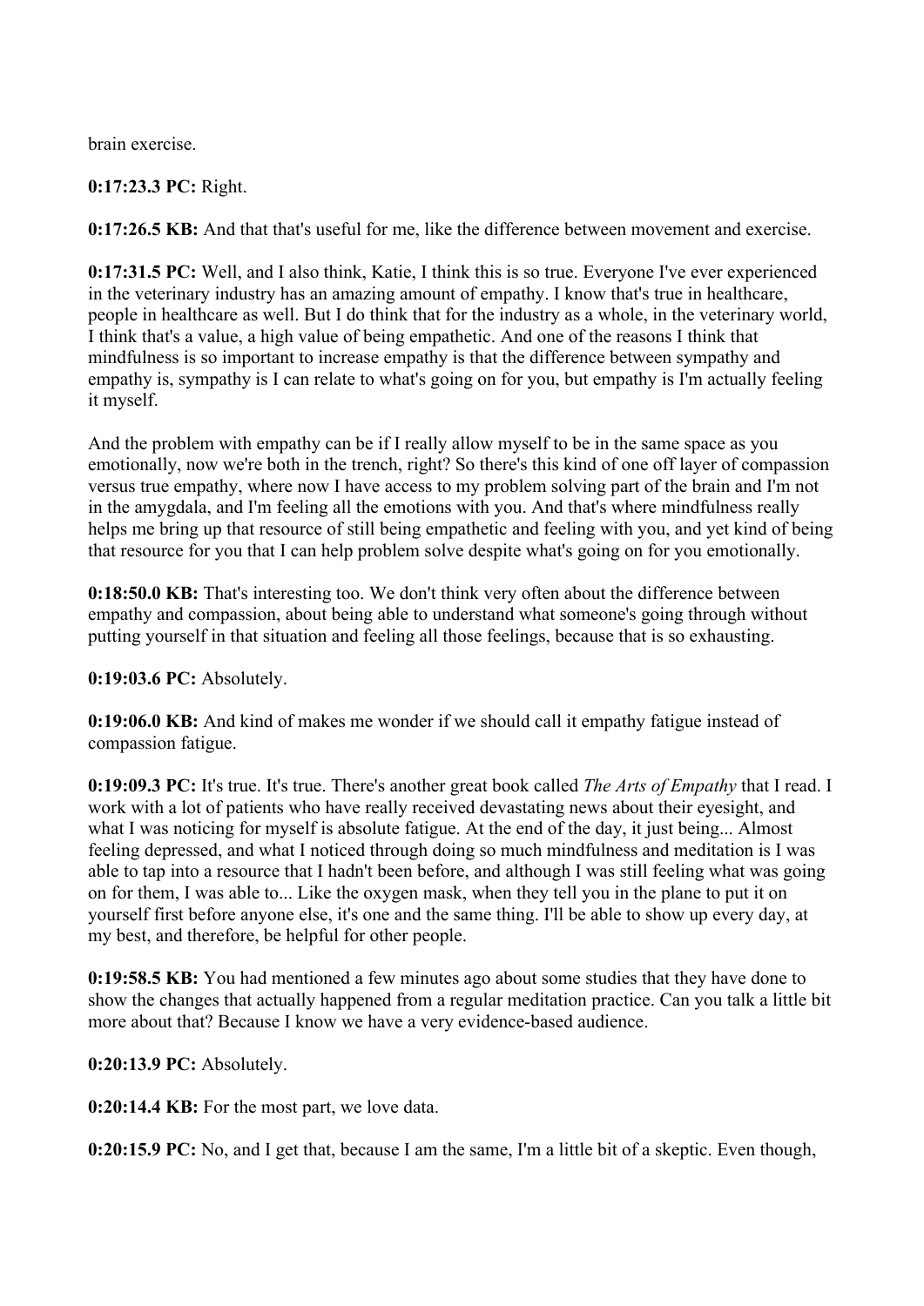brain exercise.

**0:17:23.3 PC:** Right.

**0:17:26.5 KB:** And that that's useful for me, like the difference between movement and exercise.

**0:17:31.5 PC:** Well, and I also think, Katie, I think this is so true. Everyone I've ever experienced in the veterinary industry has an amazing amount of empathy. I know that's true in healthcare, people in healthcare as well. But I do think that for the industry as a whole, in the veterinary world, I think that's a value, a high value of being empathetic. And one of the reasons I think that mindfulness is so important to increase empathy is that the difference between sympathy and empathy is, sympathy is I can relate to what's going on for you, but empathy is I'm actually feeling it myself.

And the problem with empathy can be if I really allow myself to be in the same space as you emotionally, now we're both in the trench, right? So there's this kind of one off layer of compassion versus true empathy, where now I have access to my problem solving part of the brain and I'm not in the amygdala, and I'm feeling all the emotions with you. And that's where mindfulness really helps me bring up that resource of still being empathetic and feeling with you, and yet kind of being that resource for you that I can help problem solve despite what's going on for you emotionally.

**0:18:50.0 KB:** That's interesting too. We don't think very often about the difference between empathy and compassion, about being able to understand what someone's going through without putting yourself in that situation and feeling all those feelings, because that is so exhausting.

**0:19:03.6 PC:** Absolutely.

**0:19:06.0 KB:** And kind of makes me wonder if we should call it empathy fatigue instead of compassion fatigue.

**0:19:09.3 PC:** It's true. It's true. There's another great book called *The Arts of Empathy* that I read. I work with a lot of patients who have really received devastating news about their eyesight, and what I was noticing for myself is absolute fatigue. At the end of the day, it just being... Almost feeling depressed, and what I noticed through doing so much mindfulness and meditation is I was able to tap into a resource that I hadn't been before, and although I was still feeling what was going on for them, I was able to... Like the oxygen mask, when they tell you in the plane to put it on yourself first before anyone else, it's one and the same thing. I'll be able to show up every day, at my best, and therefore, be helpful for other people.

**0:19:58.5 KB:** You had mentioned a few minutes ago about some studies that they have done to show the changes that actually happened from a regular meditation practice. Can you talk a little bit more about that? Because I know we have a very evidence-based audience.

**0:20:13.9 PC:** Absolutely.

**0:20:14.4 KB:** For the most part, we love data.

**0:20:15.9 PC:** No, and I get that, because I am the same, I'm a little bit of a skeptic. Even though,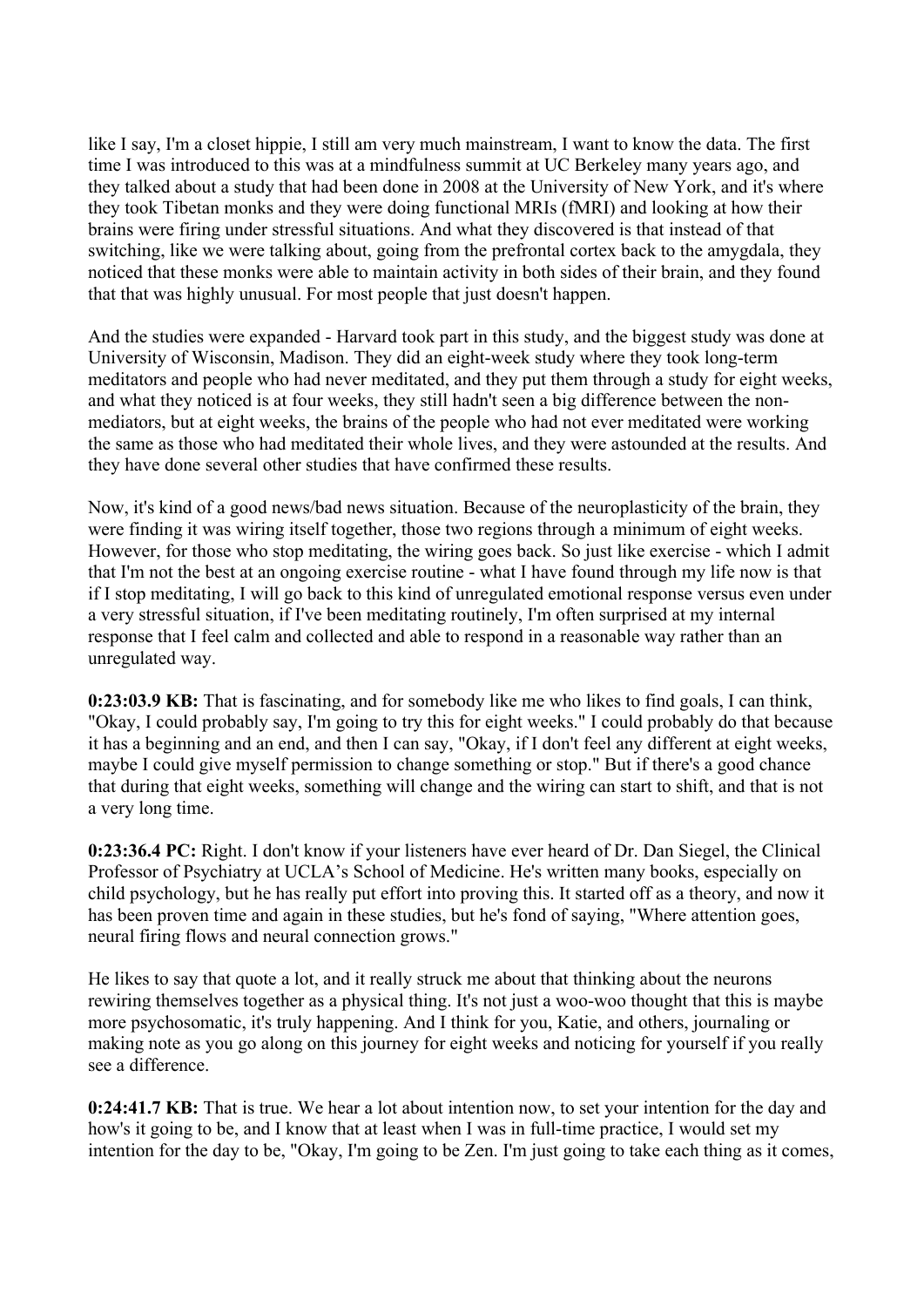like I say, I'm a closet hippie, I still am very much mainstream, I want to know the data. The first time I was introduced to this was at a mindfulness summit at UC Berkeley many years ago, and they talked about a study that had been done in 2008 at the University of New York, and it's where they took Tibetan monks and they were doing functional MRIs (fMRI) and looking at how their brains were firing under stressful situations. And what they discovered is that instead of that switching, like we were talking about, going from the prefrontal cortex back to the amygdala, they noticed that these monks were able to maintain activity in both sides of their brain, and they found that that was highly unusual. For most people that just doesn't happen.

And the studies were expanded - Harvard took part in this study, and the biggest study was done at University of Wisconsin, Madison. They did an eight-week study where they took long-term meditators and people who had never meditated, and they put them through a study for eight weeks, and what they noticed is at four weeks, they still hadn't seen a big difference between the non-mediators, but at eight weeks, the brains of the people who had not ever meditated were working the same as those who had meditated their whole lives, and they were astounded at the results. And they have done several other studies that have confirmed these results.

Now, it's kind of a good news/bad news situation. Because of the neuroplasticity of the brain, they were finding it was wiring itself together, those two regions through a minimum of eight weeks. However, for those who stop meditating, the wiring goes back. So just like exercise - which I admit that I'm not the best at an ongoing exercise routine - what I have found through my life now is that if I stop meditating, I will go back to this kind of unregulated emotional response versus even under a very stressful situation, if I've been meditating routinely, I'm often surprised at my internal response that I feel calm and collected and able to respond in a reasonable way rather than an unregulated way.

**0:23:03.9 KB:** That is fascinating, and for somebody like me who likes to find goals, I can think, "Okay, I could probably say, I'm going to try this for eight weeks." I could probably do that because it has a beginning and an end, and then I can say, "Okay, if I don't feel any different at eight weeks, maybe I could give myself permission to change something or stop." But if there's a good chance that during that eight weeks, something will change and the wiring can start to shift, and that is not a very long time.

**0:23:36.4 PC:** Right. I don't know if your listeners have ever heard of Dr. Dan Siegel, the Clinical Professor of Psychiatry at UCLA's School of Medicine. He's written many books, especially on child psychology, but he has really put effort into proving this. It started off as a theory, and now it has been proven time and again in these studies, but he's fond of saying, "Where attention goes, neural firing flows and neural connection grows."

He likes to say that quote a lot, and it really struck me about that thinking about the neurons rewiring themselves together as a physical thing. It's not just a woo-woo thought that this is maybe more psychosomatic, it's truly happening. And I think for you, Katie, and others, journaling or making note as you go along on this journey for eight weeks and noticing for yourself if you really see a difference.

**0:24:41.7 KB:** That is true. We hear a lot about intention now, to set your intention for the day and how's it going to be, and I know that at least when I was in full-time practice, I would set my intention for the day to be, "Okay, I'm going to be Zen. I'm just going to take each thing as it comes,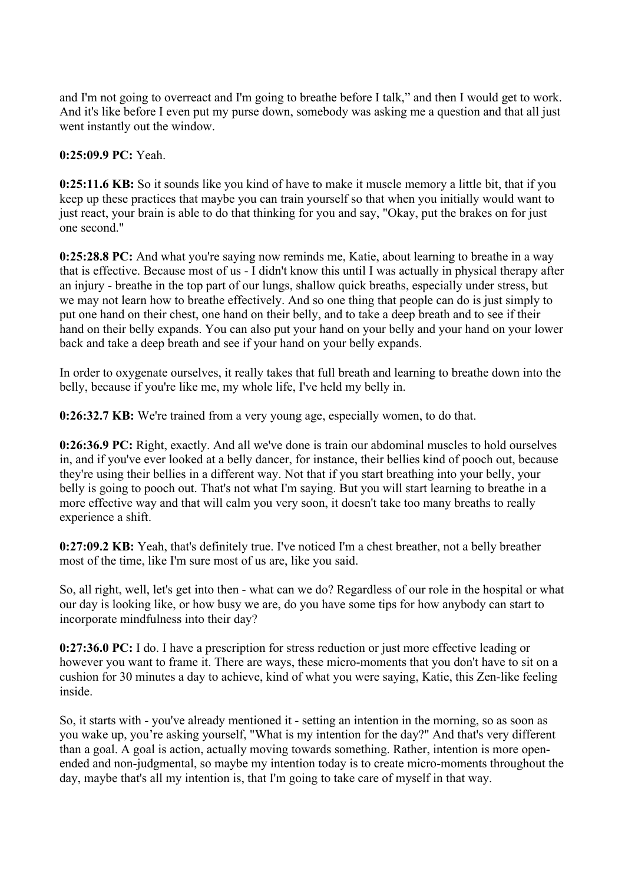and I'm not going to overreact and I'm going to breathe before I talk," and then I would get to work. And it's like before I even put my purse down, somebody was asking me a question and that all just went instantly out the window.

**0:25:09.9 PC:** Yeah.

**0:25:11.6 KB:** So it sounds like you kind of have to make it muscle memory a little bit, that if you keep up these practices that maybe you can train yourself so that when you initially would want to just react, your brain is able to do that thinking for you and say, "Okay, put the brakes on for just one second."

**0:25:28.8 PC:** And what you're saying now reminds me, Katie, about learning to breathe in a way that is effective. Because most of us - I didn't know this until I was actually in physical therapy after an injury - breathe in the top part of our lungs, shallow quick breaths, especially under stress, but we may not learn how to breathe effectively. And so one thing that people can do is just simply to put one hand on their chest, one hand on their belly, and to take a deep breath and to see if their hand on their belly expands. You can also put your hand on your belly and your hand on your lower back and take a deep breath and see if your hand on your belly expands.

In order to oxygenate ourselves, it really takes that full breath and learning to breathe down into the belly, because if you're like me, my whole life, I've held my belly in.

**0:26:32.7 KB:** We're trained from a very young age, especially women, to do that.

**0:26:36.9 PC:** Right, exactly. And all we've done is train our abdominal muscles to hold ourselves in, and if you've ever looked at a belly dancer, for instance, their bellies kind of pooch out, because they're using their bellies in a different way. Not that if you start breathing into your belly, your belly is going to pooch out. That's not what I'm saying. But you will start learning to breathe in a more effective way and that will calm you very soon, it doesn't take too many breaths to really experience a shift.

**0:27:09.2 KB:** Yeah, that's definitely true. I've noticed I'm a chest breather, not a belly breather most of the time, like I'm sure most of us are, like you said.

So, all right, well, let's get into then - what can we do? Regardless of our role in the hospital or what our day is looking like, or how busy we are, do you have some tips for how anybody can start to incorporate mindfulness into their day?

**0:27:36.0 PC:** I do. I have a prescription for stress reduction or just more effective leading or however you want to frame it. There are ways, these micro-moments that you don't have to sit on a cushion for 30 minutes a day to achieve, kind of what you were saying, Katie, this Zen-like feeling inside.

So, it starts with - you've already mentioned it - setting an intention in the morning, so as soon as you wake up, you're asking yourself, "What is my intention for the day?" And that's very different than a goal. A goal is action, actually moving towards something. Rather, intention is more open-ended and non-judgmental, so maybe my intention today is to create micro-moments throughout the day, maybe that's all my intention is, that I'm going to take care of myself in that way.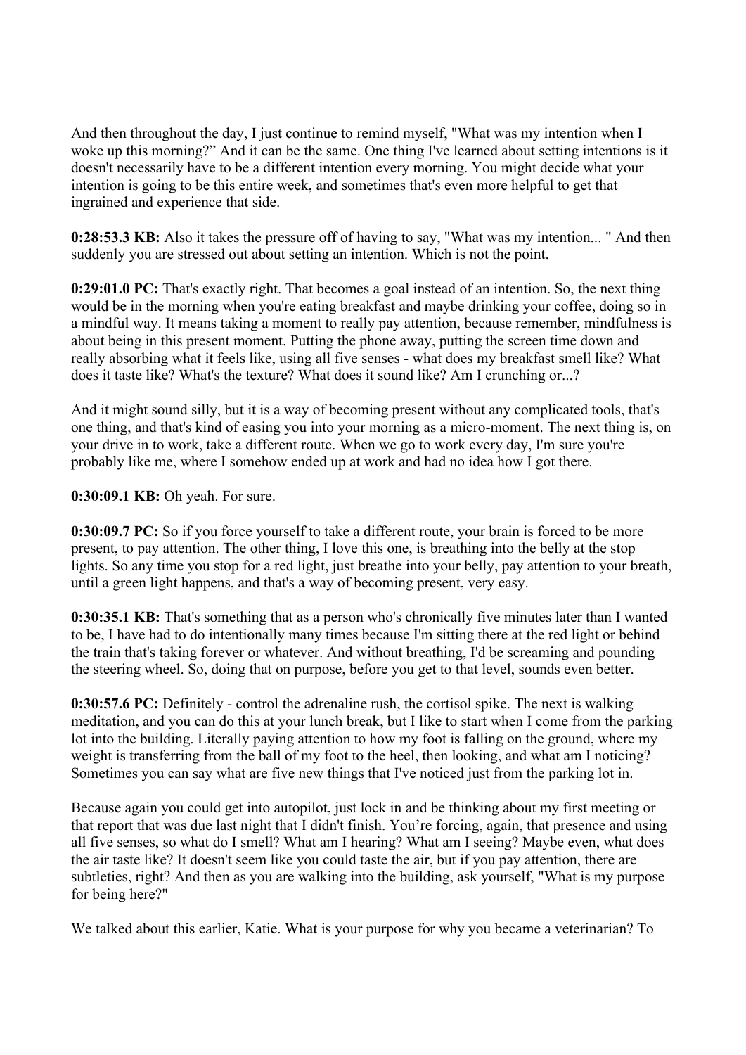And then throughout the day, I just continue to remind myself, "What was my intention when I woke up this morning?" And it can be the same. One thing I've learned about setting intentions is it doesn't necessarily have to be a different intention every morning. You might decide what your intention is going to be this entire week, and sometimes that's even more helpful to get that ingrained and experience that side.

**0:28:53.3 KB:** Also it takes the pressure off of having to say, "What was my intention... " And then suddenly you are stressed out about setting an intention. Which is not the point.

**0:29:01.0 PC:** That's exactly right. That becomes a goal instead of an intention. So, the next thing would be in the morning when you're eating breakfast and maybe drinking your coffee, doing so in a mindful way. It means taking a moment to really pay attention, because remember, mindfulness is about being in this present moment. Putting the phone away, putting the screen time down and really absorbing what it feels like, using all five senses - what does my breakfast smell like? What does it taste like? What's the texture? What does it sound like? Am I crunching or...?

And it might sound silly, but it is a way of becoming present without any complicated tools, that's one thing, and that's kind of easing you into your morning as a micro-moment. The next thing is, on your drive in to work, take a different route. When we go to work every day, I'm sure you're probably like me, where I somehow ended up at work and had no idea how I got there.

**0:30:09.1 KB:** Oh yeah. For sure.

**0:30:09.7 PC:** So if you force yourself to take a different route, your brain is forced to be more present, to pay attention. The other thing, I love this one, is breathing into the belly at the stop lights. So any time you stop for a red light, just breathe into your belly, pay attention to your breath, until a green light happens, and that's a way of becoming present, very easy.

**0:30:35.1 KB:** That's something that as a person who's chronically five minutes later than I wanted to be, I have had to do intentionally many times because I'm sitting there at the red light or behind the train that's taking forever or whatever. And without breathing, I'd be screaming and pounding the steering wheel. So, doing that on purpose, before you get to that level, sounds even better.

**0:30:57.6 PC:** Definitely - control the adrenaline rush, the cortisol spike. The next is walking meditation, and you can do this at your lunch break, but I like to start when I come from the parking lot into the building. Literally paying attention to how my foot is falling on the ground, where my weight is transferring from the ball of my foot to the heel, then looking, and what am I noticing? Sometimes you can say what are five new things that I've noticed just from the parking lot in.

Because again you could get into autopilot, just lock in and be thinking about my first meeting or that report that was due last night that I didn't finish. You're forcing, again, that presence and using all five senses, so what do I smell? What am I hearing? What am I seeing? Maybe even, what does the air taste like? It doesn't seem like you could taste the air, but if you pay attention, there are subtleties, right? And then as you are walking into the building, ask yourself, "What is my purpose for being here?"

We talked about this earlier, Katie. What is your purpose for why you became a veterinarian? To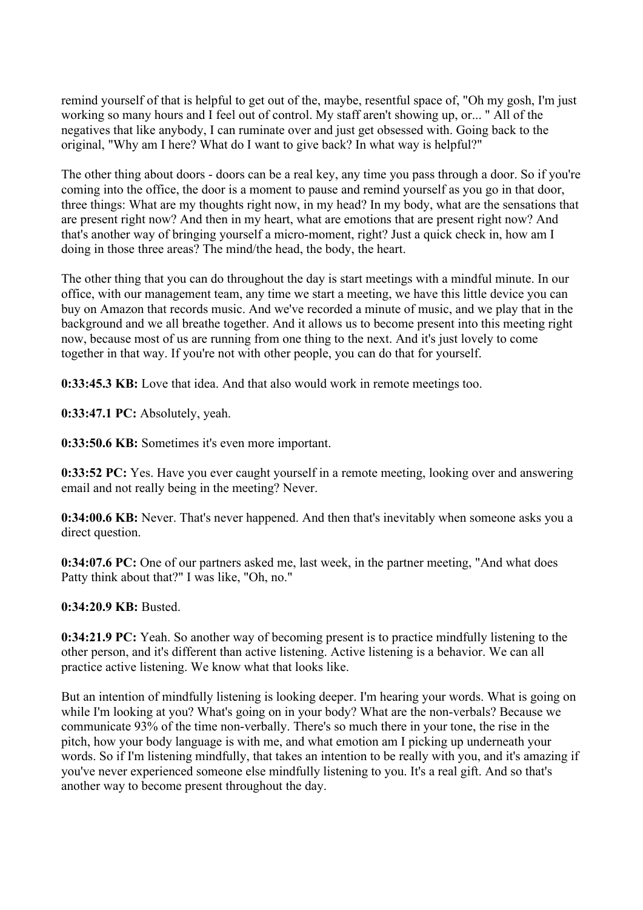remind yourself of that is helpful to get out of the, maybe, resentful space of, "Oh my gosh, I'm just working so many hours and I feel out of control. My staff aren't showing up, or... " All of the negatives that like anybody, I can ruminate over and just get obsessed with. Going back to the original, "Why am I here? What do I want to give back? In what way is helpful?"

The other thing about doors - doors can be a real key, any time you pass through a door. So if you're coming into the office, the door is a moment to pause and remind yourself as you go in that door, three things: What are my thoughts right now, in my head? In my body, what are the sensations that are present right now? And then in my heart, what are emotions that are present right now? And that's another way of bringing yourself a micro-moment, right? Just a quick check in, how am I doing in those three areas? The mind/the head, the body, the heart.

The other thing that you can do throughout the day is start meetings with a mindful minute. In our office, with our management team, any time we start a meeting, we have this little device you can buy on Amazon that records music. And we've recorded a minute of music, and we play that in the background and we all breathe together. And it allows us to become present into this meeting right now, because most of us are running from one thing to the next. And it's just lovely to come together in that way. If you're not with other people, you can do that for yourself.

**0:33:45.3 KB:** Love that idea. And that also would work in remote meetings too.

**0:33:47.1 PC:** Absolutely, yeah.

**0:33:50.6 KB:** Sometimes it's even more important.

**0:33:52 PC:** Yes. Have you ever caught yourself in a remote meeting, looking over and answering email and not really being in the meeting? Never.

**0:34:00.6 KB:** Never. That's never happened. And then that's inevitably when someone asks you a direct question.

**0:34:07.6 PC:** One of our partners asked me, last week, in the partner meeting, "And what does Patty think about that?" I was like, "Oh, no."

**0:34:20.9 KB:** Busted.

**0:34:21.9 PC:** Yeah. So another way of becoming present is to practice mindfully listening to the other person, and it's different than active listening. Active listening is a behavior. We can all practice active listening. We know what that looks like.

But an intention of mindfully listening is looking deeper. I'm hearing your words. What is going on while I'm looking at you? What's going on in your body? What are the non-verbals? Because we communicate 93% of the time non-verbally. There's so much there in your tone, the rise in the pitch, how your body language is with me, and what emotion am I picking up underneath your words. So if I'm listening mindfully, that takes an intention to be really with you, and it's amazing if you've never experienced someone else mindfully listening to you. It's a real gift. And so that's another way to become present throughout the day.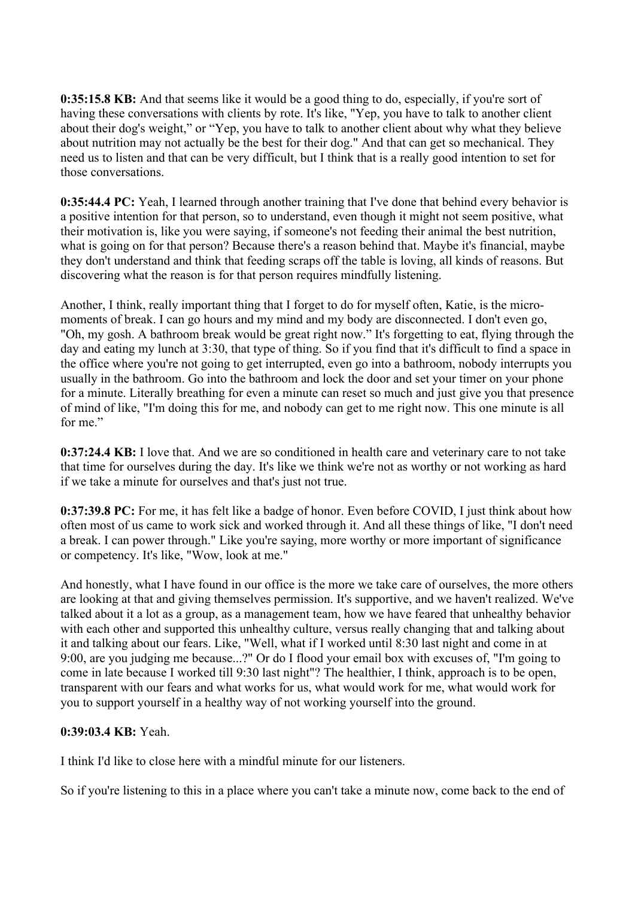**0:35:15.8 KB:** And that seems like it would be a good thing to do, especially, if you're sort of having these conversations with clients by rote. It's like, "Yep, you have to talk to another client about their dog's weight," or "Yep, you have to talk to another client about why what they believe about nutrition may not actually be the best for their dog." And that can get so mechanical. They need us to listen and that can be very difficult, but I think that is a really good intention to set for those conversations.

**0:35:44.4 PC:** Yeah, I learned through another training that I've done that behind every behavior is a positive intention for that person, so to understand, even though it might not seem positive, what their motivation is, like you were saying, if someone's not feeding their animal the best nutrition, what is going on for that person? Because there's a reason behind that. Maybe it's financial, maybe they don't understand and think that feeding scraps off the table is loving, all kinds of reasons. But discovering what the reason is for that person requires mindfully listening.

Another, I think, really important thing that I forget to do for myself often, Katie, is the micro-moments of break. I can go hours and my mind and my body are disconnected. I don't even go, "Oh, my gosh. A bathroom break would be great right now." It's forgetting to eat, flying through the day and eating my lunch at 3:30, that type of thing. So if you find that it's difficult to find a space in the office where you're not going to get interrupted, even go into a bathroom, nobody interrupts you usually in the bathroom. Go into the bathroom and lock the door and set your timer on your phone for a minute. Literally breathing for even a minute can reset so much and just give you that presence of mind of like, "I'm doing this for me, and nobody can get to me right now. This one minute is all for me."

**0:37:24.4 KB:** I love that. And we are so conditioned in health care and veterinary care to not take that time for ourselves during the day. It's like we think we're not as worthy or not working as hard if we take a minute for ourselves and that's just not true.

**0:37:39.8 PC:** For me, it has felt like a badge of honor. Even before COVID, I just think about how often most of us came to work sick and worked through it. And all these things of like, "I don't need a break. I can power through." Like you're saying, more worthy or more important of significance or competency. It's like, "Wow, look at me."

And honestly, what I have found in our office is the more we take care of ourselves, the more others are looking at that and giving themselves permission. It's supportive, and we haven't realized. We've talked about it a lot as a group, as a management team, how we have feared that unhealthy behavior with each other and supported this unhealthy culture, versus really changing that and talking about it and talking about our fears. Like, "Well, what if I worked until 8:30 last night and come in at 9:00, are you judging me because...?" Or do I flood your email box with excuses of, "I'm going to come in late because I worked till 9:30 last night"? The healthier, I think, approach is to be open, transparent with our fears and what works for us, what would work for me, what would work for you to support yourself in a healthy way of not working yourself into the ground.

**0:39:03.4 KB:** Yeah.

I think I'd like to close here with a mindful minute for our listeners.

So if you're listening to this in a place where you can't take a minute now, come back to the end of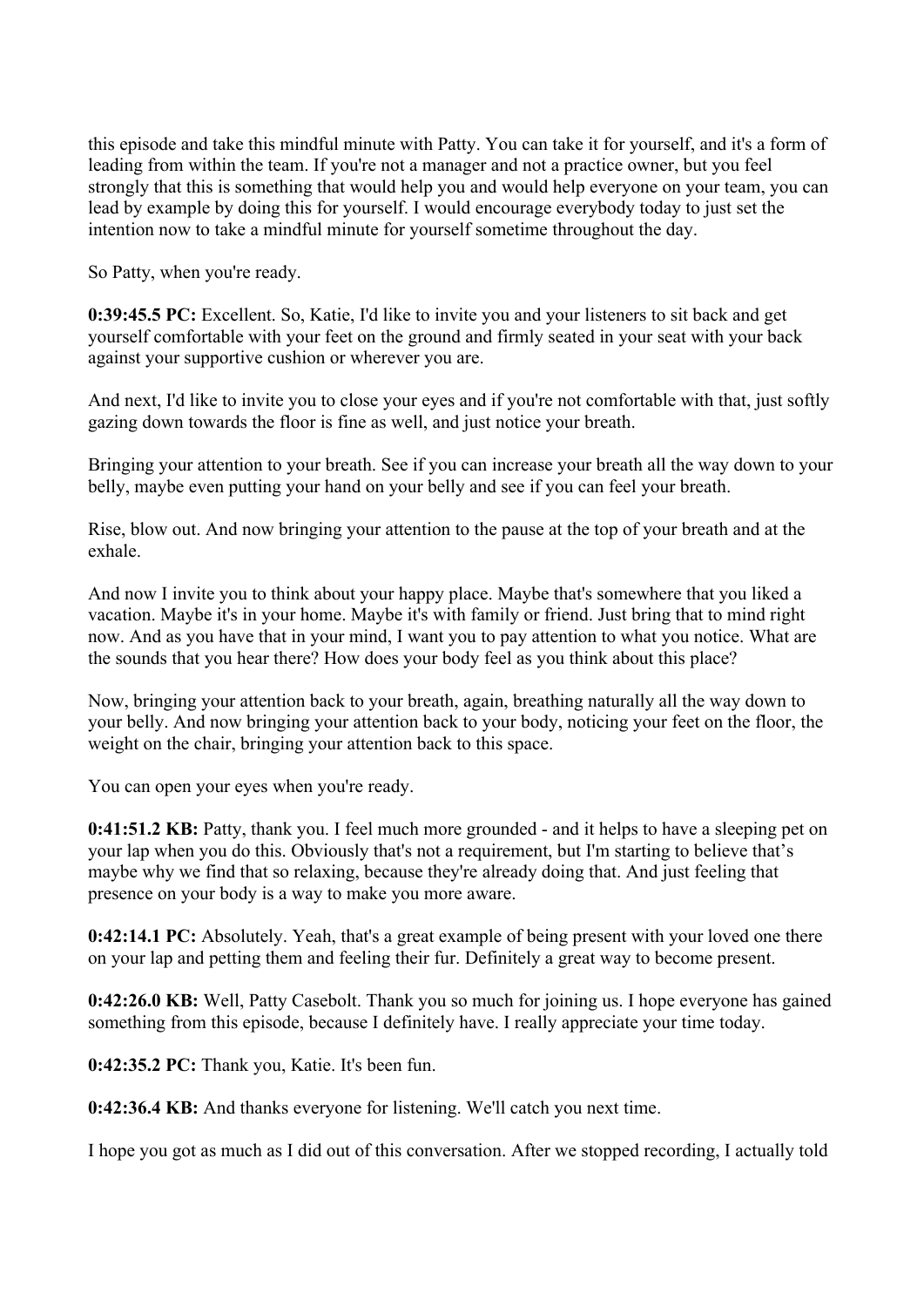this episode and take this mindful minute with Patty. You can take it for yourself, and it's a form of leading from within the team. If you're not a manager and not a practice owner, but you feel strongly that this is something that would help you and would help everyone on your team, you can lead by example by doing this for yourself. I would encourage everybody today to just set the intention now to take a mindful minute for yourself sometime throughout the day.

So Patty, when you're ready.

**0:39:45.5 PC:** Excellent. So, Katie, I'd like to invite you and your listeners to sit back and get yourself comfortable with your feet on the ground and firmly seated in your seat with your back against your supportive cushion or wherever you are.

And next, I'd like to invite you to close your eyes and if you're not comfortable with that, just softly gazing down towards the floor is fine as well, and just notice your breath.

Bringing your attention to your breath. See if you can increase your breath all the way down to your belly, maybe even putting your hand on your belly and see if you can feel your breath.

Rise, blow out. And now bringing your attention to the pause at the top of your breath and at the exhale.

And now I invite you to think about your happy place. Maybe that's somewhere that you liked a vacation. Maybe it's in your home. Maybe it's with family or friend. Just bring that to mind right now. And as you have that in your mind, I want you to pay attention to what you notice. What are the sounds that you hear there? How does your body feel as you think about this place?

Now, bringing your attention back to your breath, again, breathing naturally all the way down to your belly. And now bringing your attention back to your body, noticing your feet on the floor, the weight on the chair, bringing your attention back to this space.

You can open your eyes when you're ready.

**0:41:51.2 KB:** Patty, thank you. I feel much more grounded - and it helps to have a sleeping pet on your lap when you do this. Obviously that's not a requirement, but I'm starting to believe that's maybe why we find that so relaxing, because they're already doing that. And just feeling that presence on your body is a way to make you more aware.

**0:42:14.1 PC:** Absolutely. Yeah, that's a great example of being present with your loved one there on your lap and petting them and feeling their fur. Definitely a great way to become present.

**0:42:26.0 KB:** Well, Patty Casebolt. Thank you so much for joining us. I hope everyone has gained something from this episode, because I definitely have. I really appreciate your time today.

**0:42:35.2 PC:** Thank you, Katie. It's been fun.

**0:42:36.4 KB:** And thanks everyone for listening. We'll catch you next time.

I hope you got as much as I did out of this conversation. After we stopped recording, I actually told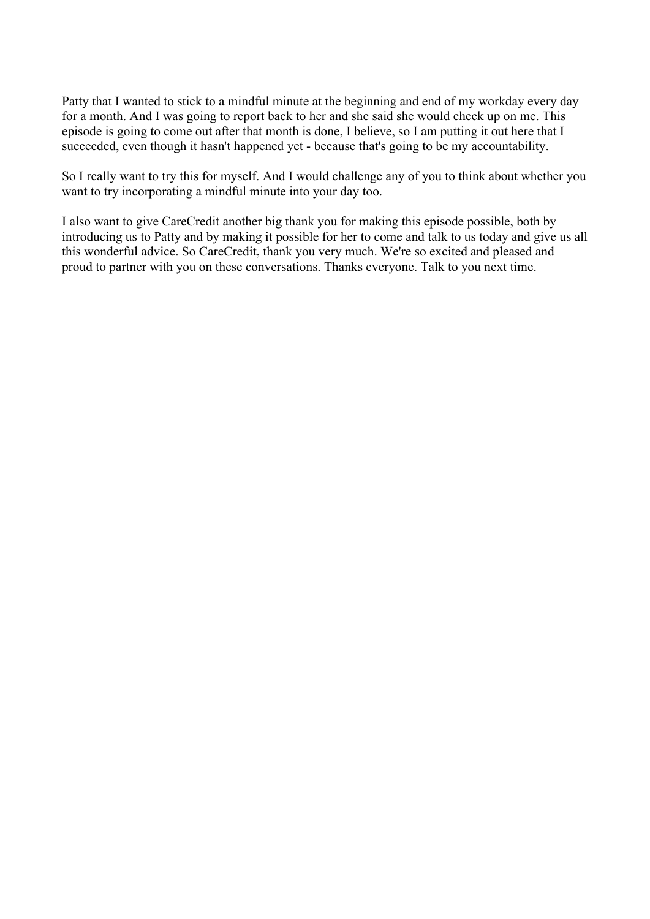Patty that I wanted to stick to a mindful minute at the beginning and end of my workday every day for a month. And I was going to report back to her and she said she would check up on me. This episode is going to come out after that month is done, I believe, so I am putting it out here that I succeeded, even though it hasn't happened yet - because that's going to be my accountability.

So I really want to try this for myself. And I would challenge any of you to think about whether you want to try incorporating a mindful minute into your day too.

I also want to give CareCredit another big thank you for making this episode possible, both by introducing us to Patty and by making it possible for her to come and talk to us today and give us all this wonderful advice. So CareCredit, thank you very much. We're so excited and pleased and proud to partner with you on these conversations. Thanks everyone. Talk to you next time.